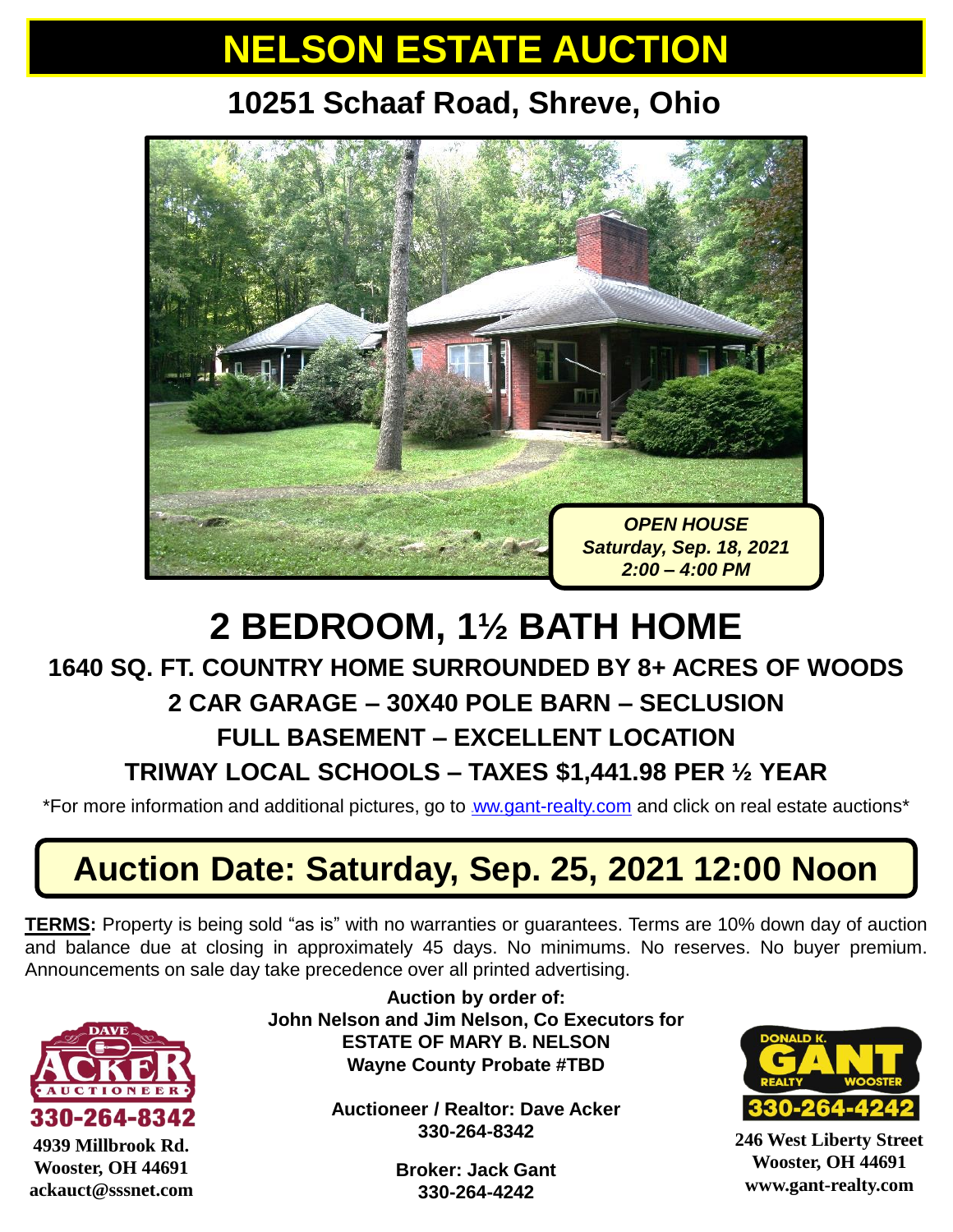# NELSON ESTATE AUCTION

## 10251 Schaaf Road, Shreve, Ohio

***OPEN HOUSE***
***Saturday, Sep. 18, 2021***
***2:00 – 4:00 PM***

# 2 BEDROOM, 1½ BATH HOME

### 1640 SQ. FT. COUNTRY HOME SURROUNDED BY 8+ ACRES OF WOODS
### 2 CAR GARAGE – 30X40 POLE BARN – SECLUSION
### FULL BASEMENT – EXCELLENT LOCATION
### TRIWAY LOCAL SCHOOLS – TAXES $1,441.98 PER ½ YEAR

*For more information and additional pictures, go to ww.gant-realty.com and click on real estate auctions*

## Auction Date: Saturday, Sep. 25, 2021 12:00 Noon

**TERMS:** Property is being sold "as is" with no warranties or guarantees. Terms are 10% down day of auction and balance due at closing in approximately 45 days. No minimums. No reserves. No buyer premium. Announcements on sale day take precedence over all printed advertising.

**Auction by order of:**
**John Nelson and Jim Nelson, Co Executors for**
**ESTATE OF MARY B. NELSON**
**Wayne County Probate #TBD**

**Auctioneer / Realtor: Dave Acker**
**330-264-8342**

**Broker: Jack Gant**
**330-264-4242**

DAVE ACKER AUCTIONEER
330-264-8342
**4939 Millbrook Rd.**
**Wooster, OH 44691**
**ackauct@sssnet.com**

DONALD K. GANT REALTY WOOSTER
330-264-4242
**246 West Liberty Street**
**Wooster, OH 44691**
**www.gant-realty.com**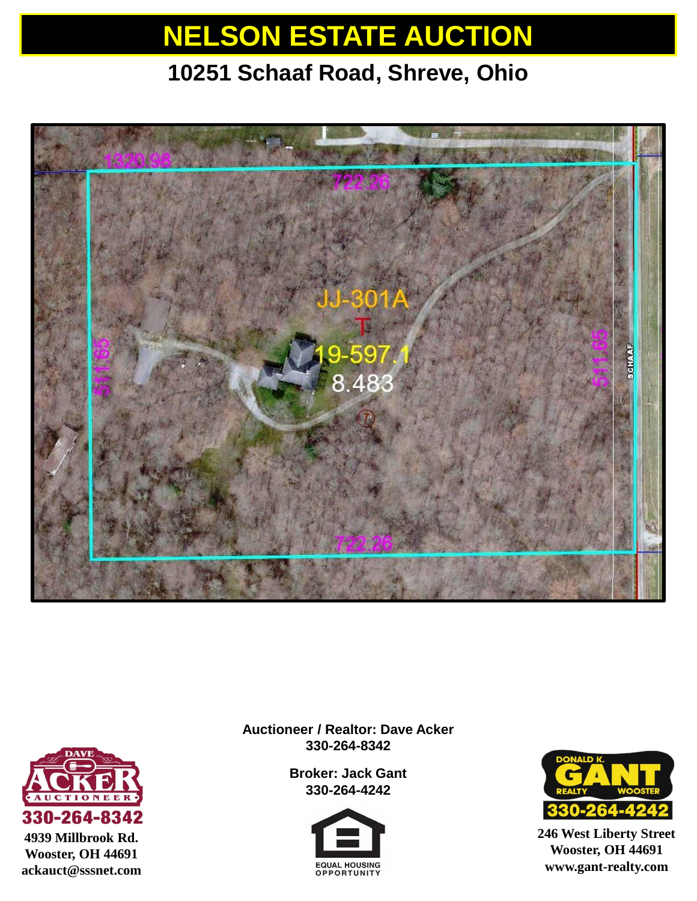# NELSON ESTATE AUCTION

## 10251 Schaaf Road, Shreve, Ohio

1320.98

722.26

JJ-301A

T

19-597.1

8.483

511.65

511.65

SCHAAF

722.26

**Auctioneer / Realtor: Dave Acker**
**330-264-8342**

**Broker: Jack Gant**
**330-264-4242**

DAVE ACKER AUCTIONEER
330-264-8342
**4939 Millbrook Rd.**
**Wooster, OH 44691**
**ackauct@sssnet.com**

EQUAL HOUSING OPPORTUNITY

DONALD K. GANT REALTY WOOSTER
330-264-4242
**246 West Liberty Street**
**Wooster, OH 44691**
**www.gant-realty.com**